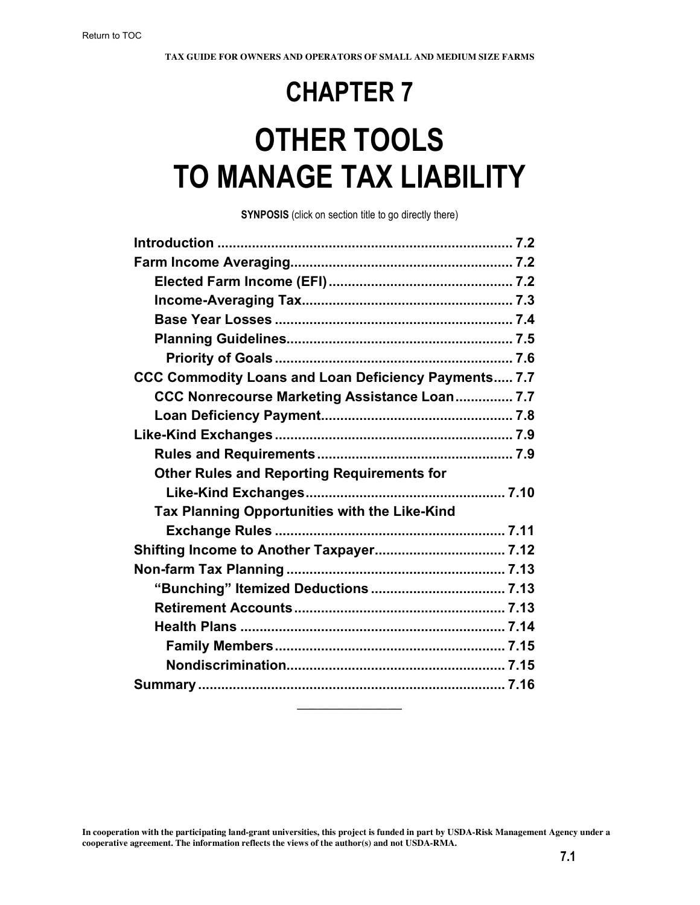Return to TOC

# CHAPTER 7

# OTHER TOOLS TO MANAGE TAX LIABILITY

**SYNPOSIS** (click on section title to go directly there)

- **Introduction** ........ 7.2
- **Farm Income Averaging** ........ 7.2
  - **Elected Farm Income (EFI)** ........ 7.2
  - **Income-Averaging Tax** ........ 7.3
  - **Base Year Losses** ........ 7.4
  - **Planning Guidelines** ........ 7.5
    - **Priority of Goals** ........ 7.6
- **CCC Commodity Loans and Loan Deficiency Payments** ........ 7.7
  - **CCC Nonrecourse Marketing Assistance Loan** ........ 7.7
  - **Loan Deficiency Payment** ........ 7.8
- **Like-Kind Exchanges** ........ 7.9
  - **Rules and Requirements** ........ 7.9
  - **Other Rules and Reporting Requirements for Like-Kind Exchanges** ........ 7.10
  - **Tax Planning Opportunities with the Like-Kind Exchange Rules** ........ 7.11
- **Shifting Income to Another Taxpayer** ........ 7.12
- **Non-farm Tax Planning** ........ 7.13
  - **"Bunching" Itemized Deductions** ........ 7.13
  - **Retirement Accounts** ........ 7.13
  - **Health Plans** ........ 7.14
    - **Family Members** ........ 7.15
    - **Nondiscrimination** ........ 7.15
- **Summary** ........ 7.16

---

**In cooperation with the participating land-grant universities, this project is funded in part by USDA-Risk Management Agency under a cooperative agreement. The information reflects the views of the author(s) and not USDA-RMA.**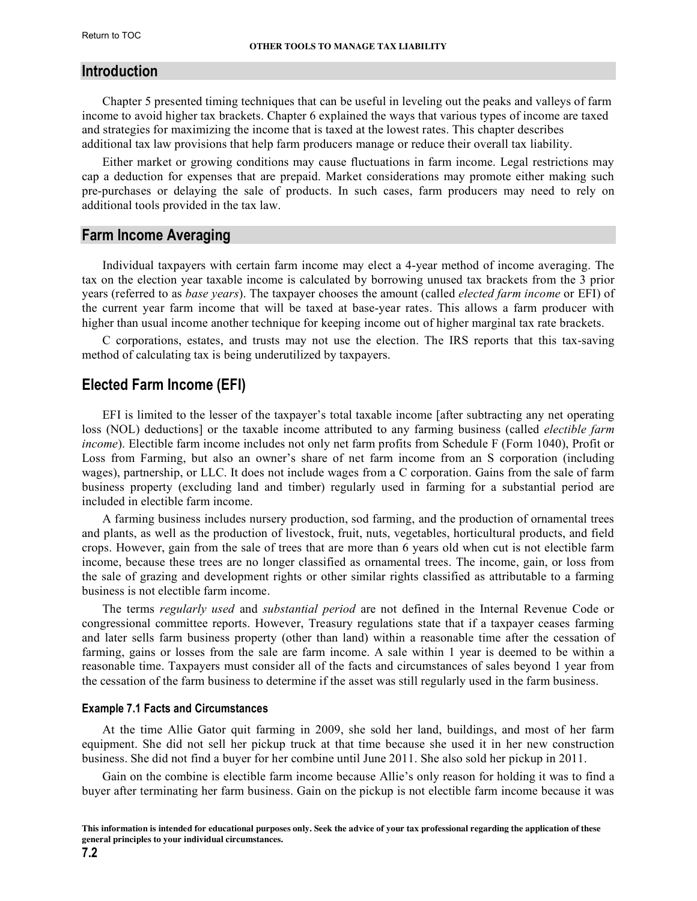## Introduction

Chapter 5 presented timing techniques that can be useful in leveling out the peaks and valleys of farm income to avoid higher tax brackets. Chapter 6 explained the ways that various types of income are taxed and strategies for maximizing the income that is taxed at the lowest rates. This chapter describes additional tax law provisions that help farm producers manage or reduce their overall tax liability.

Either market or growing conditions may cause fluctuations in farm income. Legal restrictions may cap a deduction for expenses that are prepaid. Market considerations may promote either making such pre-purchases or delaying the sale of products. In such cases, farm producers may need to rely on additional tools provided in the tax law.

## Farm Income Averaging

Individual taxpayers with certain farm income may elect a 4-year method of income averaging. The tax on the election year taxable income is calculated by borrowing unused tax brackets from the 3 prior years (referred to as *base years*). The taxpayer chooses the amount (called *elected farm income* or EFI) of the current year farm income that will be taxed at base-year rates. This allows a farm producer with higher than usual income another technique for keeping income out of higher marginal tax rate brackets.

C corporations, estates, and trusts may not use the election. The IRS reports that this tax-saving method of calculating tax is being underutilized by taxpayers.

### Elected Farm Income (EFI)

EFI is limited to the lesser of the taxpayer's total taxable income [after subtracting any net operating loss (NOL) deductions] or the taxable income attributed to any farming business (called *electible farm income*). Electible farm income includes not only net farm profits from Schedule F (Form 1040), Profit or Loss from Farming, but also an owner's share of net farm income from an S corporation (including wages), partnership, or LLC. It does not include wages from a C corporation. Gains from the sale of farm business property (excluding land and timber) regularly used in farming for a substantial period are included in electible farm income.

A farming business includes nursery production, sod farming, and the production of ornamental trees and plants, as well as the production of livestock, fruit, nuts, vegetables, horticultural products, and field crops. However, gain from the sale of trees that are more than 6 years old when cut is not electible farm income, because these trees are no longer classified as ornamental trees. The income, gain, or loss from the sale of grazing and development rights or other similar rights classified as attributable to a farming business is not electible farm income.

The terms *regularly used* and *substantial period* are not defined in the Internal Revenue Code or congressional committee reports. However, Treasury regulations state that if a taxpayer ceases farming and later sells farm business property (other than land) within a reasonable time after the cessation of farming, gains or losses from the sale are farm income. A sale within 1 year is deemed to be within a reasonable time. Taxpayers must consider all of the facts and circumstances of sales beyond 1 year from the cessation of the farm business to determine if the asset was still regularly used in the farm business.

#### Example 7.1 Facts and Circumstances

At the time Allie Gator quit farming in 2009, she sold her land, buildings, and most of her farm equipment. She did not sell her pickup truck at that time because she used it in her new construction business. She did not find a buyer for her combine until June 2011. She also sold her pickup in 2011.

Gain on the combine is electible farm income because Allie's only reason for holding it was to find a buyer after terminating her farm business. Gain on the pickup is not electible farm income because it was

This information is intended for educational purposes only. Seek the advice of your tax professional regarding the application of these general principles to your individual circumstances.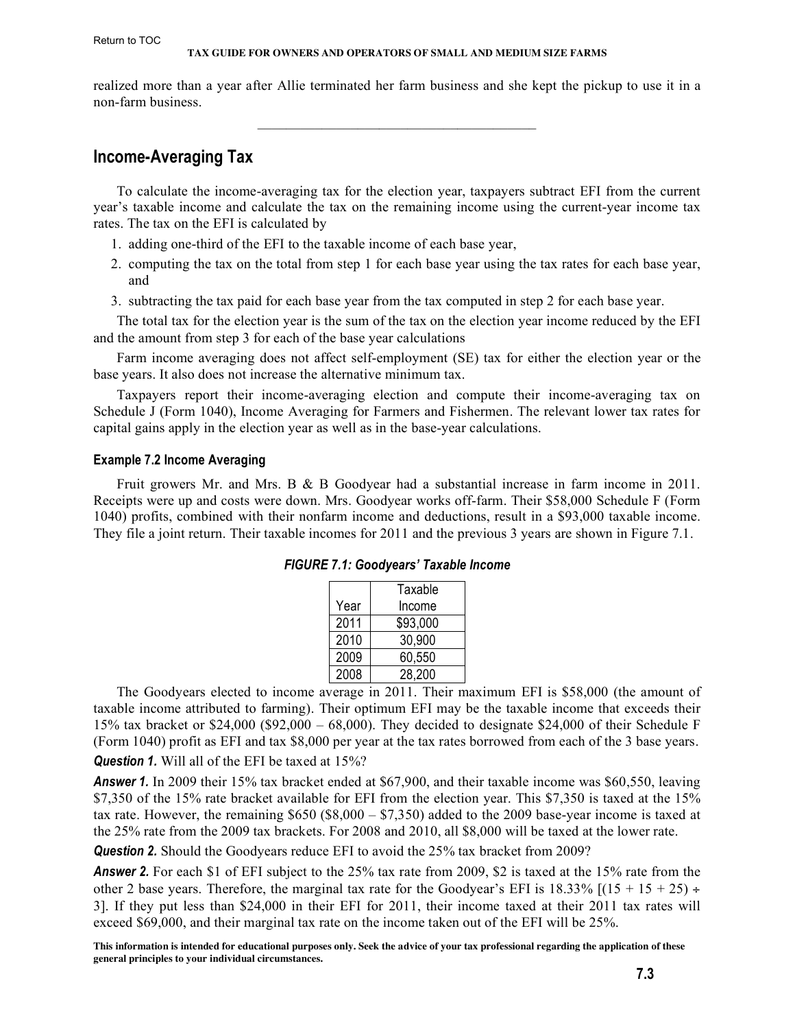realized more than a year after Allie terminated her farm business and she kept the pickup to use it in a non-farm business.

---

## Income-Averaging Tax

To calculate the income-averaging tax for the election year, taxpayers subtract EFI from the current year's taxable income and calculate the tax on the remaining income using the current-year income tax rates. The tax on the EFI is calculated by

1. adding one-third of the EFI to the taxable income of each base year,
2. computing the tax on the total from step 1 for each base year using the tax rates for each base year, and
3. subtracting the tax paid for each base year from the tax computed in step 2 for each base year.

The total tax for the election year is the sum of the tax on the election year income reduced by the EFI and the amount from step 3 for each of the base year calculations

Farm income averaging does not affect self-employment (SE) tax for either the election year or the base years. It also does not increase the alternative minimum tax.

Taxpayers report their income-averaging election and compute their income-averaging tax on Schedule J (Form 1040), Income Averaging for Farmers and Fishermen. The relevant lower tax rates for capital gains apply in the election year as well as in the base-year calculations.

#### Example 7.2 Income Averaging

Fruit growers Mr. and Mrs. B & B Goodyear had a substantial increase in farm income in 2011. Receipts were up and costs were down. Mrs. Goodyear works off-farm. Their $58,000 Schedule F (Form 1040) profits, combined with their nonfarm income and deductions, result in a $93,000 taxable income. They file a joint return. Their taxable incomes for 2011 and the previous 3 years are shown in Figure 7.1.

***FIGURE 7.1: Goodyears' Taxable Income***

| Year | Taxable Income |
|---|---|
| 2011 | $93,000 |
| 2010 | 30,900 |
| 2009 | 60,550 |
| 2008 | 28,200 |

The Goodyears elected to income average in 2011. Their maximum EFI is $58,000 (the amount of taxable income attributed to farming). Their optimum EFI may be the taxable income that exceeds their 15% tax bracket or $24,000 ($92,000 – 68,000). They decided to designate $24,000 of their Schedule F (Form 1040) profit as EFI and tax $8,000 per year at the tax rates borrowed from each of the 3 base years.

***Question 1.*** Will all of the EFI be taxed at 15%?

***Answer 1.*** In 2009 their 15% tax bracket ended at $67,900, and their taxable income was $60,550, leaving $7,350 of the 15% rate bracket available for EFI from the election year. This $7,350 is taxed at the 15% tax rate. However, the remaining $650 ($8,000 – $7,350) added to the 2009 base-year income is taxed at the 25% rate from the 2009 tax brackets. For 2008 and 2010, all $8,000 will be taxed at the lower rate.

***Question 2.*** Should the Goodyears reduce EFI to avoid the 25% tax bracket from 2009?

***Answer 2.*** For each $1 of EFI subject to the 25% tax rate from 2009, $2 is taxed at the 15% rate from the other 2 base years. Therefore, the marginal tax rate for the Goodyear's EFI is 18.33% [(15 + 15 + 25) ÷ 3]. If they put less than $24,000 in their EFI for 2011, their income taxed at their 2011 tax rates will exceed $69,000, and their marginal tax rate on the income taken out of the EFI will be 25%.

**This information is intended for educational purposes only. Seek the advice of your tax professional regarding the application of these general principles to your individual circumstances.**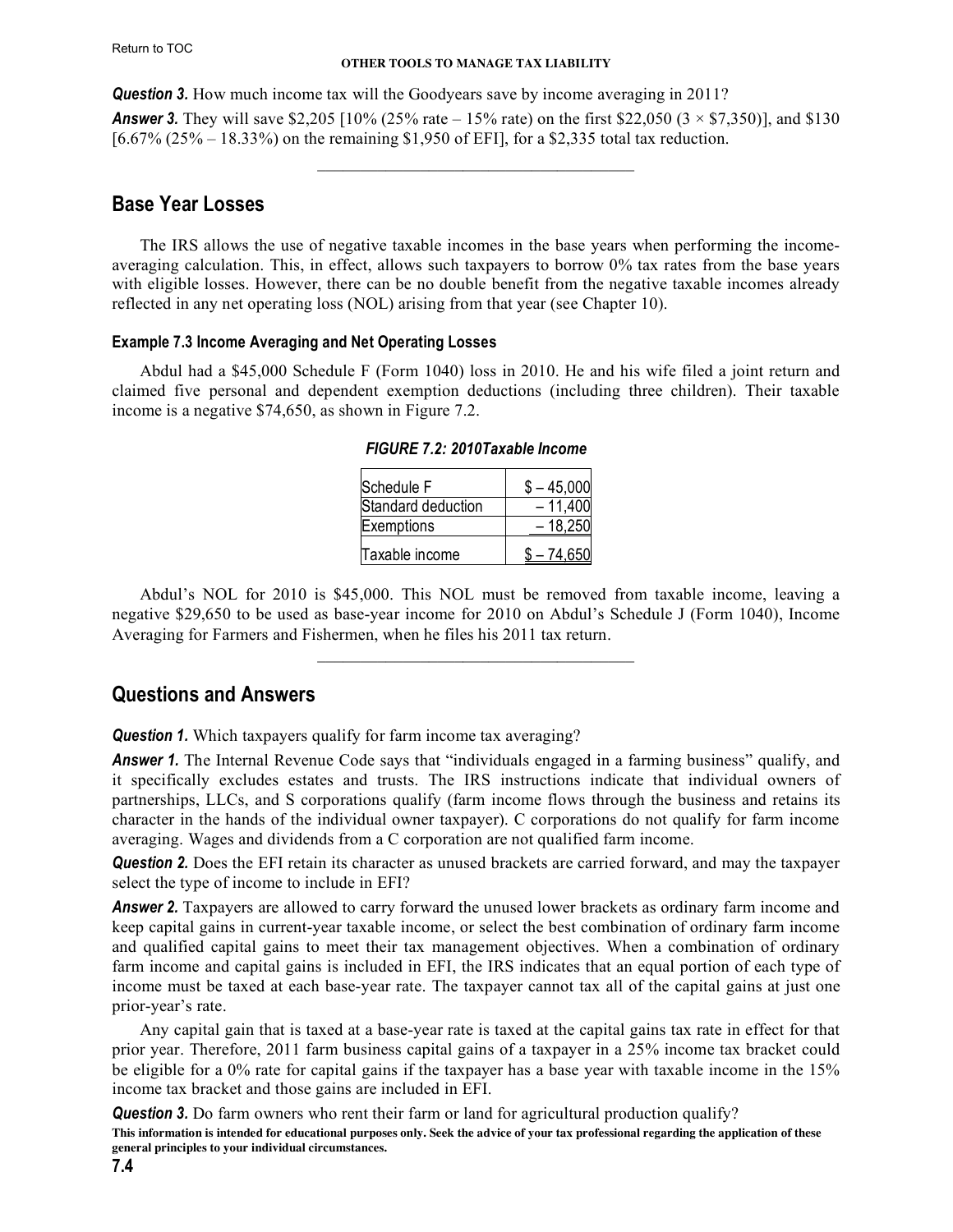**Question 3.** How much income tax will the Goodyears save by income averaging in 2011?

**Answer 3.** They will save $2,205 [10% (25% rate – 15% rate) on the first $22,050 (3 × $7,350)], and $130 [6.67% (25% – 18.33%) on the remaining $1,950 of EFI], for a $2,335 total tax reduction.

---

## Base Year Losses

The IRS allows the use of negative taxable incomes in the base years when performing the income-averaging calculation. This, in effect, allows such taxpayers to borrow 0% tax rates from the base years with eligible losses. However, there can be no double benefit from the negative taxable incomes already reflected in any net operating loss (NOL) arising from that year (see Chapter 10).

### Example 7.3 Income Averaging and Net Operating Losses

Abdul had a $45,000 Schedule F (Form 1040) loss in 2010. He and his wife filed a joint return and claimed five personal and dependent exemption deductions (including three children). Their taxable income is a negative $74,650, as shown in Figure 7.2.

*FIGURE 7.2: 2010Taxable Income*

| | |
|---|---|
| Schedule F | $ – 45,000 |
| Standard deduction | – 11,400 |
| Exemptions | – 18,250 |
| Taxable income | $ – 74,650 |

Abdul's NOL for 2010 is $45,000. This NOL must be removed from taxable income, leaving a negative $29,650 to be used as base-year income for 2010 on Abdul's Schedule J (Form 1040), Income Averaging for Farmers and Fishermen, when he files his 2011 tax return.

---

## Questions and Answers

**Question 1.** Which taxpayers qualify for farm income tax averaging?

**Answer 1.** The Internal Revenue Code says that "individuals engaged in a farming business" qualify, and it specifically excludes estates and trusts. The IRS instructions indicate that individual owners of partnerships, LLCs, and S corporations qualify (farm income flows through the business and retains its character in the hands of the individual owner taxpayer). C corporations do not qualify for farm income averaging. Wages and dividends from a C corporation are not qualified farm income.

**Question 2.** Does the EFI retain its character as unused brackets are carried forward, and may the taxpayer select the type of income to include in EFI?

**Answer 2.** Taxpayers are allowed to carry forward the unused lower brackets as ordinary farm income and keep capital gains in current-year taxable income, or select the best combination of ordinary farm income and qualified capital gains to meet their tax management objectives. When a combination of ordinary farm income and capital gains is included in EFI, the IRS indicates that an equal portion of each type of income must be taxed at each base-year rate. The taxpayer cannot tax all of the capital gains at just one prior-year's rate.

Any capital gain that is taxed at a base-year rate is taxed at the capital gains tax rate in effect for that prior year. Therefore, 2011 farm business capital gains of a taxpayer in a 25% income tax bracket could be eligible for a 0% rate for capital gains if the taxpayer has a base year with taxable income in the 15% income tax bracket and those gains are included in EFI.

**Question 3.** Do farm owners who rent their farm or land for agricultural production qualify?

**This information is intended for educational purposes only. Seek the advice of your tax professional regarding the application of these general principles to your individual circumstances.**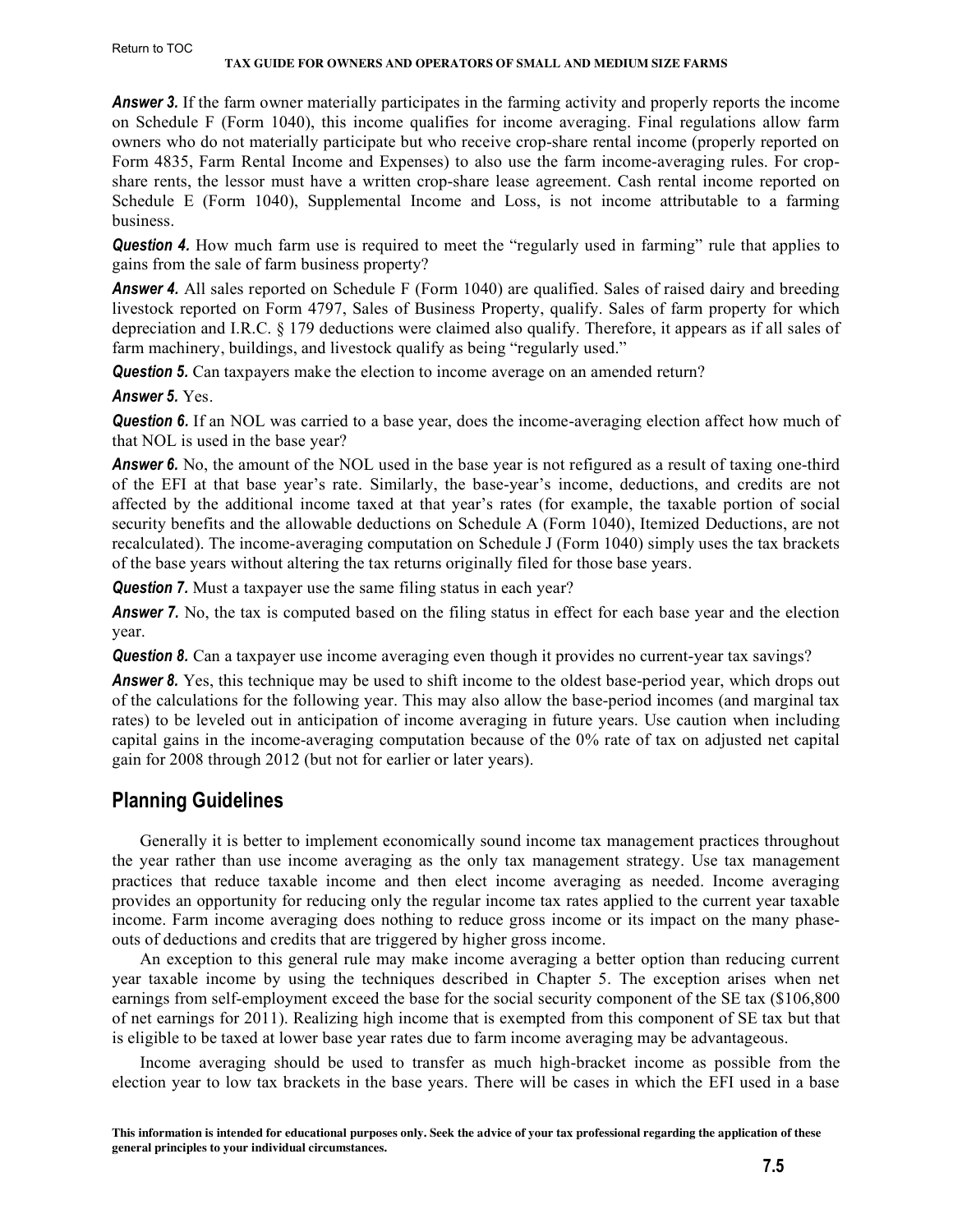***Answer 3.*** If the farm owner materially participates in the farming activity and properly reports the income on Schedule F (Form 1040), this income qualifies for income averaging. Final regulations allow farm owners who do not materially participate but who receive crop-share rental income (properly reported on Form 4835, Farm Rental Income and Expenses) to also use the farm income-averaging rules. For crop-share rents, the lessor must have a written crop-share lease agreement. Cash rental income reported on Schedule E (Form 1040), Supplemental Income and Loss, is not income attributable to a farming business.

***Question 4.*** How much farm use is required to meet the "regularly used in farming" rule that applies to gains from the sale of farm business property?

***Answer 4.*** All sales reported on Schedule F (Form 1040) are qualified. Sales of raised dairy and breeding livestock reported on Form 4797, Sales of Business Property, qualify. Sales of farm property for which depreciation and I.R.C. § 179 deductions were claimed also qualify. Therefore, it appears as if all sales of farm machinery, buildings, and livestock qualify as being "regularly used."

***Question 5.*** Can taxpayers make the election to income average on an amended return?

***Answer 5.*** Yes.

***Question 6.*** If an NOL was carried to a base year, does the income-averaging election affect how much of that NOL is used in the base year?

***Answer 6.*** No, the amount of the NOL used in the base year is not refigured as a result of taxing one-third of the EFI at that base year's rate. Similarly, the base-year's income, deductions, and credits are not affected by the additional income taxed at that year's rates (for example, the taxable portion of social security benefits and the allowable deductions on Schedule A (Form 1040), Itemized Deductions, are not recalculated). The income-averaging computation on Schedule J (Form 1040) simply uses the tax brackets of the base years without altering the tax returns originally filed for those base years.

***Question 7.*** Must a taxpayer use the same filing status in each year?

***Answer 7.*** No, the tax is computed based on the filing status in effect for each base year and the election year.

***Question 8.*** Can a taxpayer use income averaging even though it provides no current-year tax savings?

***Answer 8.*** Yes, this technique may be used to shift income to the oldest base-period year, which drops out of the calculations for the following year. This may also allow the base-period incomes (and marginal tax rates) to be leveled out in anticipation of income averaging in future years. Use caution when including capital gains in the income-averaging computation because of the 0% rate of tax on adjusted net capital gain for 2008 through 2012 (but not for earlier or later years).

## Planning Guidelines

Generally it is better to implement economically sound income tax management practices throughout the year rather than use income averaging as the only tax management strategy. Use tax management practices that reduce taxable income and then elect income averaging as needed. Income averaging provides an opportunity for reducing only the regular income tax rates applied to the current year taxable income. Farm income averaging does nothing to reduce gross income or its impact on the many phase-outs of deductions and credits that are triggered by higher gross income.

An exception to this general rule may make income averaging a better option than reducing current year taxable income by using the techniques described in Chapter 5. The exception arises when net earnings from self-employment exceed the base for the social security component of the SE tax ($106,800 of net earnings for 2011). Realizing high income that is exempted from this component of SE tax but that is eligible to be taxed at lower base year rates due to farm income averaging may be advantageous.

Income averaging should be used to transfer as much high-bracket income as possible from the election year to low tax brackets in the base years. There will be cases in which the EFI used in a base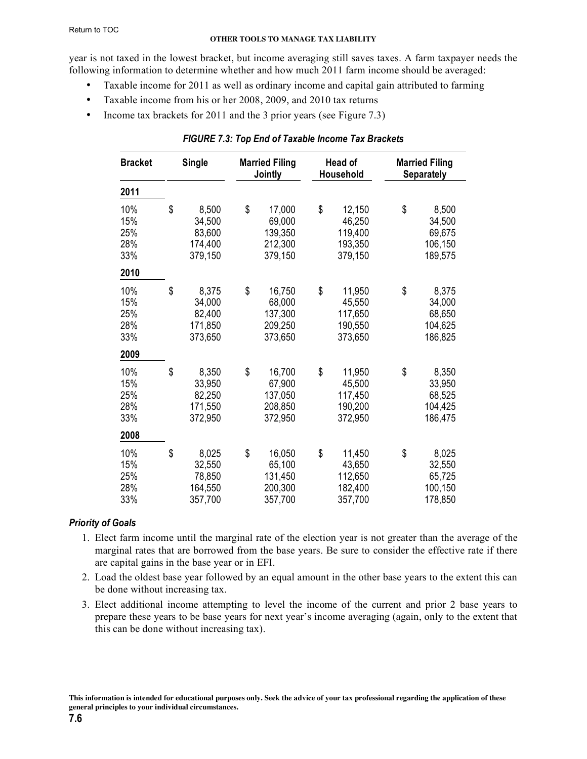year is not taxed in the lowest bracket, but income averaging still saves taxes. A farm taxpayer needs the following information to determine whether and how much 2011 farm income should be averaged:

- Taxable income for 2011 as well as ordinary income and capital gain attributed to farming
- Taxable income from his or her 2008, 2009, and 2010 tax returns
- Income tax brackets for 2011 and the 3 prior years (see Figure 7.3)

*FIGURE 7.3: Top End of Taxable Income Tax Brackets*

| Bracket | Single | Married Filing Jointly | Head of Household | Married Filing Separately |
|---|---|---|---|---|
| **2011** | | | | |
| 10% | $ 8,500 | $ 17,000 | $ 12,150 | $ 8,500 |
| 15% | 34,500 | 69,000 | 46,250 | 34,500 |
| 25% | 83,600 | 139,350 | 119,400 | 69,675 |
| 28% | 174,400 | 212,300 | 193,350 | 106,150 |
| 33% | 379,150 | 379,150 | 379,150 | 189,575 |
| **2010** | | | | |
| 10% | $ 8,375 | $ 16,750 | $ 11,950 | $ 8,375 |
| 15% | 34,000 | 68,000 | 45,550 | 34,000 |
| 25% | 82,400 | 137,300 | 117,650 | 68,650 |
| 28% | 171,850 | 209,250 | 190,550 | 104,625 |
| 33% | 373,650 | 373,650 | 373,650 | 186,825 |
| **2009** | | | | |
| 10% | $ 8,350 | $ 16,700 | $ 11,950 | $ 8,350 |
| 15% | 33,950 | 67,900 | 45,500 | 33,950 |
| 25% | 82,250 | 137,050 | 117,450 | 68,525 |
| 28% | 171,550 | 208,850 | 190,200 | 104,425 |
| 33% | 372,950 | 372,950 | 372,950 | 186,475 |
| **2008** | | | | |
| 10% | $ 8,025 | $ 16,050 | $ 11,450 | $ 8,025 |
| 15% | 32,550 | 65,100 | 43,650 | 32,550 |
| 25% | 78,850 | 131,450 | 112,650 | 65,725 |
| 28% | 164,550 | 200,300 | 182,400 | 100,150 |
| 33% | 357,700 | 357,700 | 357,700 | 178,850 |

### *Priority of Goals*

1. Elect farm income until the marginal rate of the election year is not greater than the average of the marginal rates that are borrowed from the base years. Be sure to consider the effective rate if there are capital gains in the base year or in EFI.
2. Load the oldest base year followed by an equal amount in the other base years to the extent this can be done without increasing tax.
3. Elect additional income attempting to level the income of the current and prior 2 base years to prepare these years to be base years for next year's income averaging (again, only to the extent that this can be done without increasing tax).

**This information is intended for educational purposes only. Seek the advice of your tax professional regarding the application of these general principles to your individual circumstances.**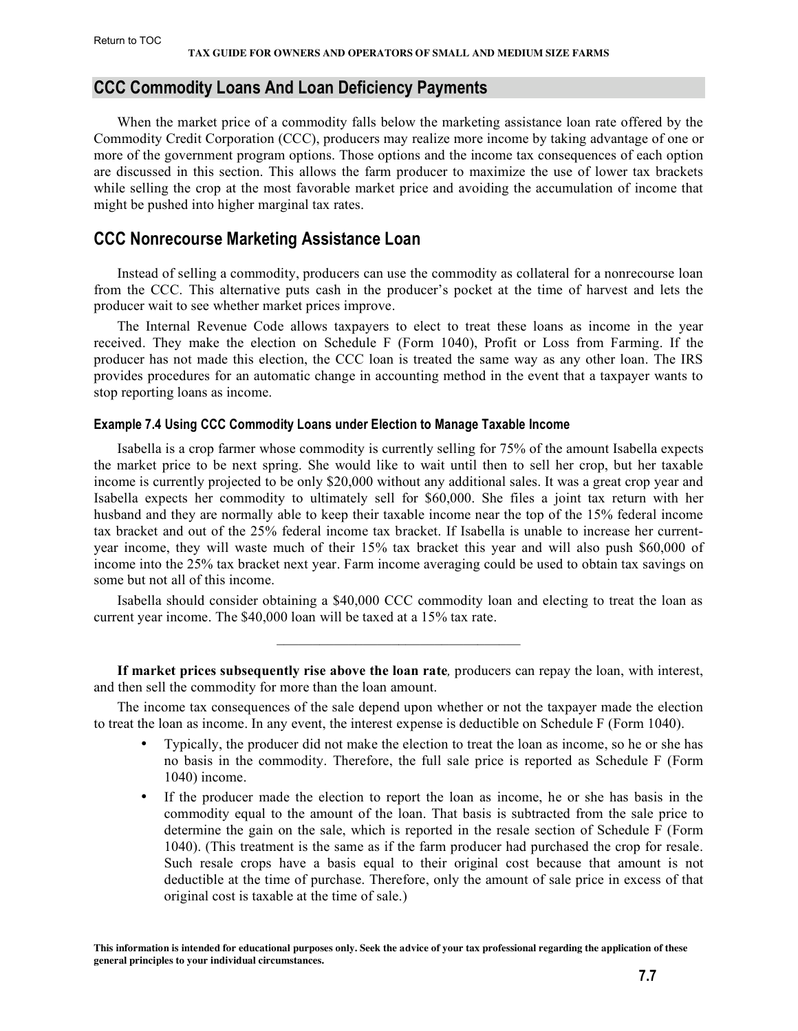## CCC Commodity Loans And Loan Deficiency Payments

When the market price of a commodity falls below the marketing assistance loan rate offered by the Commodity Credit Corporation (CCC), producers may realize more income by taking advantage of one or more of the government program options. Those options and the income tax consequences of each option are discussed in this section. This allows the farm producer to maximize the use of lower tax brackets while selling the crop at the most favorable market price and avoiding the accumulation of income that might be pushed into higher marginal tax rates.

## CCC Nonrecourse Marketing Assistance Loan

Instead of selling a commodity, producers can use the commodity as collateral for a nonrecourse loan from the CCC. This alternative puts cash in the producer's pocket at the time of harvest and lets the producer wait to see whether market prices improve.

The Internal Revenue Code allows taxpayers to elect to treat these loans as income in the year received. They make the election on Schedule F (Form 1040), Profit or Loss from Farming. If the producer has not made this election, the CCC loan is treated the same way as any other loan. The IRS provides procedures for an automatic change in accounting method in the event that a taxpayer wants to stop reporting loans as income.

#### Example 7.4 Using CCC Commodity Loans under Election to Manage Taxable Income

Isabella is a crop farmer whose commodity is currently selling for 75% of the amount Isabella expects the market price to be next spring. She would like to wait until then to sell her crop, but her taxable income is currently projected to be only $20,000 without any additional sales. It was a great crop year and Isabella expects her commodity to ultimately sell for $60,000. She files a joint tax return with her husband and they are normally able to keep their taxable income near the top of the 15% federal income tax bracket and out of the 25% federal income tax bracket. If Isabella is unable to increase her current-year income, they will waste much of their 15% tax bracket this year and will also push $60,000 of income into the 25% tax bracket next year. Farm income averaging could be used to obtain tax savings on some but not all of this income.

Isabella should consider obtaining a $40,000 CCC commodity loan and electing to treat the loan as current year income. The $40,000 loan will be taxed at a 15% tax rate.

---

**If market prices subsequently rise above the loan rate***,* producers can repay the loan, with interest, and then sell the commodity for more than the loan amount.

The income tax consequences of the sale depend upon whether or not the taxpayer made the election to treat the loan as income. In any event, the interest expense is deductible on Schedule F (Form 1040).

- Typically, the producer did not make the election to treat the loan as income, so he or she has no basis in the commodity. Therefore, the full sale price is reported as Schedule F (Form 1040) income.
- If the producer made the election to report the loan as income, he or she has basis in the commodity equal to the amount of the loan. That basis is subtracted from the sale price to determine the gain on the sale, which is reported in the resale section of Schedule F (Form 1040). (This treatment is the same as if the farm producer had purchased the crop for resale. Such resale crops have a basis equal to their original cost because that amount is not deductible at the time of purchase. Therefore, only the amount of sale price in excess of that original cost is taxable at the time of sale.)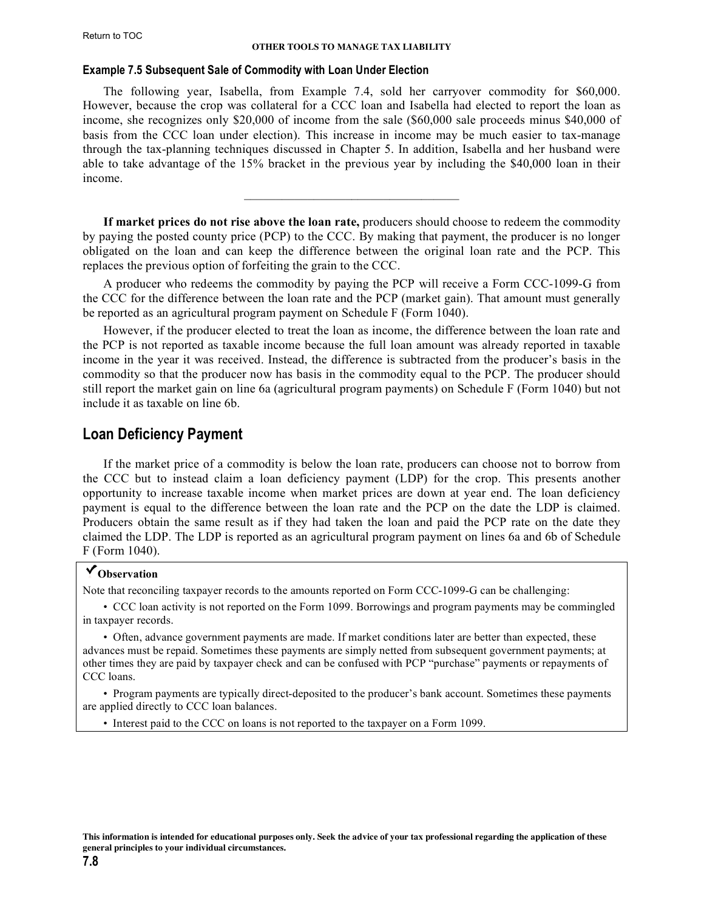**Example 7.5 Subsequent Sale of Commodity with Loan Under Election**

The following year, Isabella, from Example 7.4, sold her carryover commodity for $60,000. However, because the crop was collateral for a CCC loan and Isabella had elected to report the loan as income, she recognizes only $20,000 of income from the sale ($60,000 sale proceeds minus $40,000 of basis from the CCC loan under election). This increase in income may be much easier to tax-manage through the tax-planning techniques discussed in Chapter 5. In addition, Isabella and her husband were able to take advantage of the 15% bracket in the previous year by including the $40,000 loan in their income.

---

**If market prices do not rise above the loan rate,** producers should choose to redeem the commodity by paying the posted county price (PCP) to the CCC. By making that payment, the producer is no longer obligated on the loan and can keep the difference between the original loan rate and the PCP. This replaces the previous option of forfeiting the grain to the CCC.

A producer who redeems the commodity by paying the PCP will receive a Form CCC-1099-G from the CCC for the difference between the loan rate and the PCP (market gain). That amount must generally be reported as an agricultural program payment on Schedule F (Form 1040).

However, if the producer elected to treat the loan as income, the difference between the loan rate and the PCP is not reported as taxable income because the full loan amount was already reported in taxable income in the year it was received. Instead, the difference is subtracted from the producer's basis in the commodity so that the producer now has basis in the commodity equal to the PCP. The producer should still report the market gain on line 6a (agricultural program payments) on Schedule F (Form 1040) but not include it as taxable on line 6b.

## Loan Deficiency Payment

If the market price of a commodity is below the loan rate, producers can choose not to borrow from the CCC but to instead claim a loan deficiency payment (LDP) for the crop. This presents another opportunity to increase taxable income when market prices are down at year end. The loan deficiency payment is equal to the difference between the loan rate and the PCP on the date the LDP is claimed. Producers obtain the same result as if they had taken the loan and paid the PCP rate on the date they claimed the LDP. The LDP is reported as an agricultural program payment on lines 6a and 6b of Schedule F (Form 1040).

> ✔**Observation**
>
> Note that reconciling taxpayer records to the amounts reported on Form CCC-1099-G can be challenging:
>
> - CCC loan activity is not reported on the Form 1099. Borrowings and program payments may be commingled in taxpayer records.
> - Often, advance government payments are made. If market conditions later are better than expected, these advances must be repaid. Sometimes these payments are simply netted from subsequent government payments; at other times they are paid by taxpayer check and can be confused with PCP "purchase" payments or repayments of CCC loans.
> - Program payments are typically direct-deposited to the producer's bank account. Sometimes these payments are applied directly to CCC loan balances.
> - Interest paid to the CCC on loans is not reported to the taxpayer on a Form 1099.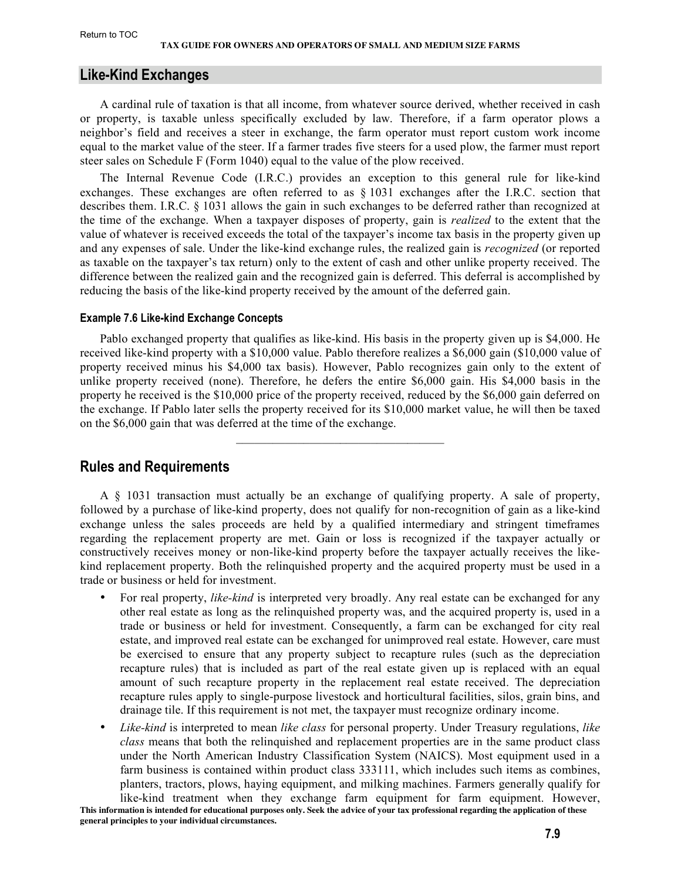## Like-Kind Exchanges

A cardinal rule of taxation is that all income, from whatever source derived, whether received in cash or property, is taxable unless specifically excluded by law. Therefore, if a farm operator plows a neighbor's field and receives a steer in exchange, the farm operator must report custom work income equal to the market value of the steer. If a farmer trades five steers for a used plow, the farmer must report steer sales on Schedule F (Form 1040) equal to the value of the plow received.

The Internal Revenue Code (I.R.C.) provides an exception to this general rule for like-kind exchanges. These exchanges are often referred to as § 1031 exchanges after the I.R.C. section that describes them. I.R.C. § 1031 allows the gain in such exchanges to be deferred rather than recognized at the time of the exchange. When a taxpayer disposes of property, gain is *realized* to the extent that the value of whatever is received exceeds the total of the taxpayer's income tax basis in the property given up and any expenses of sale. Under the like-kind exchange rules, the realized gain is *recognized* (or reported as taxable on the taxpayer's tax return) only to the extent of cash and other unlike property received. The difference between the realized gain and the recognized gain is deferred. This deferral is accomplished by reducing the basis of the like-kind property received by the amount of the deferred gain.

#### Example 7.6 Like-kind Exchange Concepts

Pablo exchanged property that qualifies as like-kind. His basis in the property given up is $4,000. He received like-kind property with a $10,000 value. Pablo therefore realizes a $6,000 gain ($10,000 value of property received minus his $4,000 tax basis). However, Pablo recognizes gain only to the extent of unlike property received (none). Therefore, he defers the entire $6,000 gain. His $4,000 basis in the property he received is the $10,000 price of the property received, reduced by the $6,000 gain deferred on the exchange. If Pablo later sells the property received for its $10,000 market value, he will then be taxed on the $6,000 gain that was deferred at the time of the exchange.

---

## Rules and Requirements

A § 1031 transaction must actually be an exchange of qualifying property. A sale of property, followed by a purchase of like-kind property, does not qualify for non-recognition of gain as a like-kind exchange unless the sales proceeds are held by a qualified intermediary and stringent timeframes regarding the replacement property are met. Gain or loss is recognized if the taxpayer actually or constructively receives money or non-like-kind property before the taxpayer actually receives the like-kind replacement property. Both the relinquished property and the acquired property must be used in a trade or business or held for investment.

- For real property, *like-kind* is interpreted very broadly. Any real estate can be exchanged for any other real estate as long as the relinquished property was, and the acquired property is, used in a trade or business or held for investment. Consequently, a farm can be exchanged for city real estate, and improved real estate can be exchanged for unimproved real estate. However, care must be exercised to ensure that any property subject to recapture rules (such as the depreciation recapture rules) that is included as part of the real estate given up is replaced with an equal amount of such recapture property in the replacement real estate received. The depreciation recapture rules apply to single-purpose livestock and horticultural facilities, silos, grain bins, and drainage tile. If this requirement is not met, the taxpayer must recognize ordinary income.
- *Like-kind* is interpreted to mean *like class* for personal property. Under Treasury regulations, *like class* means that both the relinquished and replacement properties are in the same product class under the North American Industry Classification System (NAICS). Most equipment used in a farm business is contained within product class 333111, which includes such items as combines, planters, tractors, plows, haying equipment, and milking machines. Farmers generally qualify for like-kind treatment when they exchange farm equipment for farm equipment. However,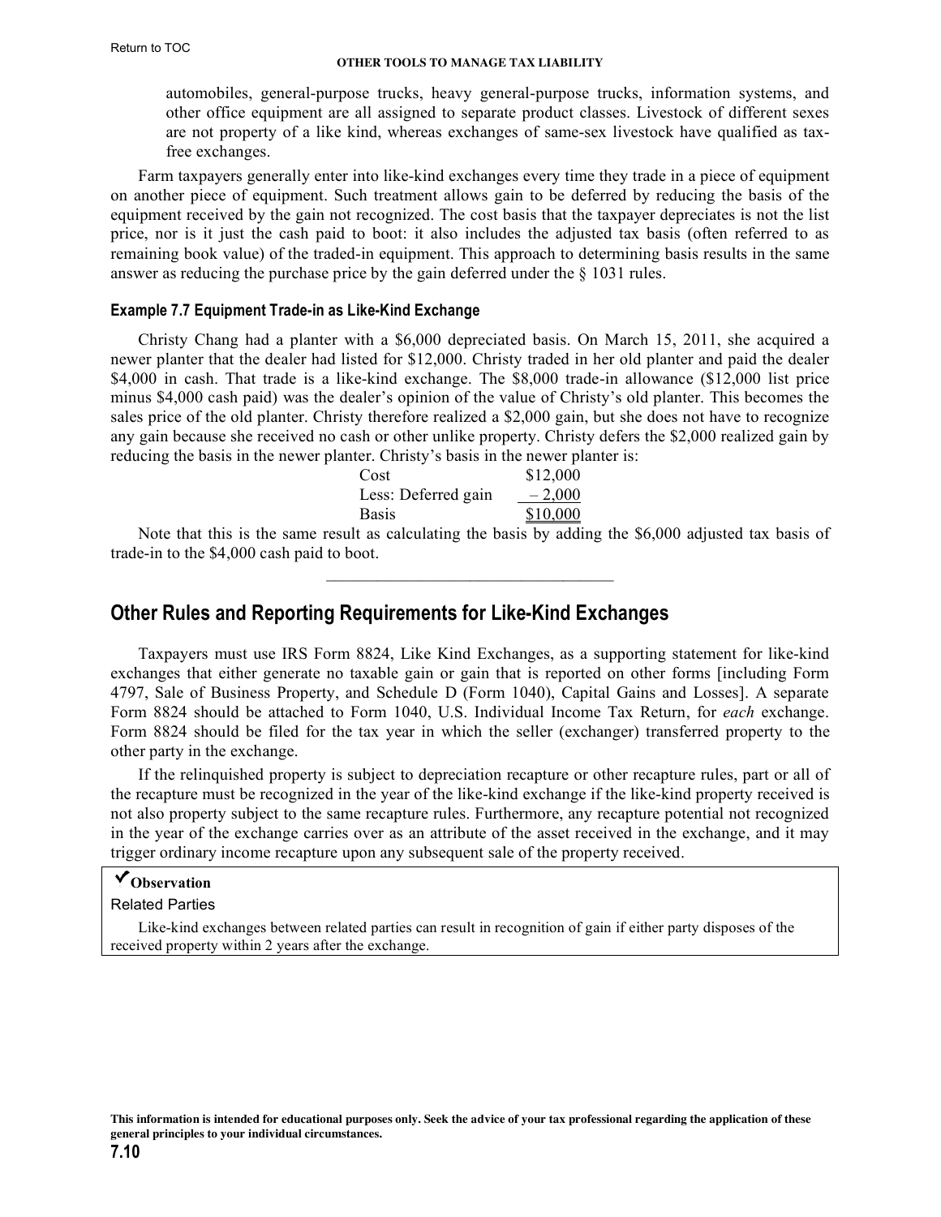automobiles, general-purpose trucks, heavy general-purpose trucks, information systems, and other office equipment are all assigned to separate product classes. Livestock of different sexes are not property of a like kind, whereas exchanges of same-sex livestock have qualified as tax-free exchanges.

Farm taxpayers generally enter into like-kind exchanges every time they trade in a piece of equipment on another piece of equipment. Such treatment allows gain to be deferred by reducing the basis of the equipment received by the gain not recognized. The cost basis that the taxpayer depreciates is not the list price, nor is it just the cash paid to boot: it also includes the adjusted tax basis (often referred to as remaining book value) of the traded-in equipment. This approach to determining basis results in the same answer as reducing the purchase price by the gain deferred under the § 1031 rules.

#### Example 7.7 Equipment Trade-in as Like-Kind Exchange

Christy Chang had a planter with a $6,000 depreciated basis. On March 15, 2011, she acquired a newer planter that the dealer had listed for $12,000. Christy traded in her old planter and paid the dealer $4,000 in cash. That trade is a like-kind exchange. The $8,000 trade-in allowance ($12,000 list price minus $4,000 cash paid) was the dealer's opinion of the value of Christy's old planter. This becomes the sales price of the old planter. Christy therefore realized a $2,000 gain, but she does not have to recognize any gain because she received no cash or other unlike property. Christy defers the $2,000 realized gain by reducing the basis in the newer planter. Christy's basis in the newer planter is:

| | |
|---|---|
| Cost | $12,000 |
| Less: Deferred gain | – 2,000 |
| Basis | $10,000 |

Note that this is the same result as calculating the basis by adding the $6,000 adjusted tax basis of trade-in to the $4,000 cash paid to boot.

## Other Rules and Reporting Requirements for Like-Kind Exchanges

Taxpayers must use IRS Form 8824, Like Kind Exchanges, as a supporting statement for like-kind exchanges that either generate no taxable gain or gain that is reported on other forms [including Form 4797, Sale of Business Property, and Schedule D (Form 1040), Capital Gains and Losses]. A separate Form 8824 should be attached to Form 1040, U.S. Individual Income Tax Return, for *each* exchange. Form 8824 should be filed for the tax year in which the seller (exchanger) transferred property to the other party in the exchange.

If the relinquished property is subject to depreciation recapture or other recapture rules, part or all of the recapture must be recognized in the year of the like-kind exchange if the like-kind property received is not also property subject to the same recapture rules. Furthermore, any recapture potential not recognized in the year of the exchange carries over as an attribute of the asset received in the exchange, and it may trigger ordinary income recapture upon any subsequent sale of the property received.

> ✔**Observation**
>
> Related Parties
>
> Like-kind exchanges between related parties can result in recognition of gain if either party disposes of the received property within 2 years after the exchange.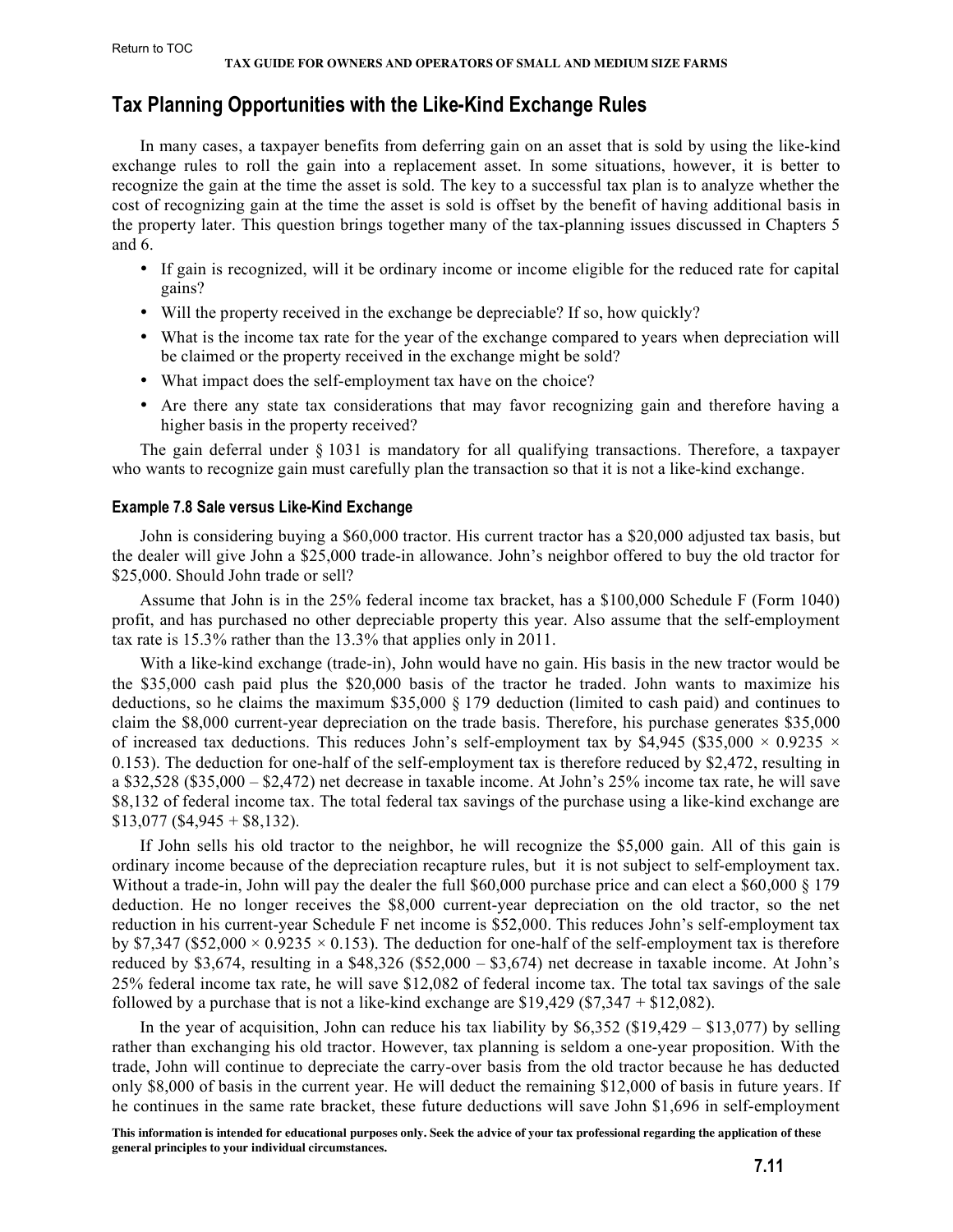## Tax Planning Opportunities with the Like-Kind Exchange Rules

In many cases, a taxpayer benefits from deferring gain on an asset that is sold by using the like-kind exchange rules to roll the gain into a replacement asset. In some situations, however, it is better to recognize the gain at the time the asset is sold. The key to a successful tax plan is to analyze whether the cost of recognizing gain at the time the asset is sold is offset by the benefit of having additional basis in the property later. This question brings together many of the tax-planning issues discussed in Chapters 5 and 6.

- If gain is recognized, will it be ordinary income or income eligible for the reduced rate for capital gains?
- Will the property received in the exchange be depreciable? If so, how quickly?
- What is the income tax rate for the year of the exchange compared to years when depreciation will be claimed or the property received in the exchange might be sold?
- What impact does the self-employment tax have on the choice?
- Are there any state tax considerations that may favor recognizing gain and therefore having a higher basis in the property received?

The gain deferral under § 1031 is mandatory for all qualifying transactions. Therefore, a taxpayer who wants to recognize gain must carefully plan the transaction so that it is not a like-kind exchange.

#### Example 7.8 Sale versus Like-Kind Exchange

John is considering buying a $60,000 tractor. His current tractor has a $20,000 adjusted tax basis, but the dealer will give John a $25,000 trade-in allowance. John's neighbor offered to buy the old tractor for $25,000. Should John trade or sell?

Assume that John is in the 25% federal income tax bracket, has a $100,000 Schedule F (Form 1040) profit, and has purchased no other depreciable property this year. Also assume that the self-employment tax rate is 15.3% rather than the 13.3% that applies only in 2011.

With a like-kind exchange (trade-in), John would have no gain. His basis in the new tractor would be the $35,000 cash paid plus the $20,000 basis of the tractor he traded. John wants to maximize his deductions, so he claims the maximum $35,000 § 179 deduction (limited to cash paid) and continues to claim the $8,000 current-year depreciation on the trade basis. Therefore, his purchase generates $35,000 of increased tax deductions. This reduces John's self-employment tax by $4,945 ($35,000 × 0.9235 × 0.153). The deduction for one-half of the self-employment tax is therefore reduced by $2,472, resulting in a $32,528 ($35,000 – $2,472) net decrease in taxable income. At John's 25% income tax rate, he will save $8,132 of federal income tax. The total federal tax savings of the purchase using a like-kind exchange are $13,077 ($4,945 + $8,132).

If John sells his old tractor to the neighbor, he will recognize the $5,000 gain. All of this gain is ordinary income because of the depreciation recapture rules, but it is not subject to self-employment tax. Without a trade-in, John will pay the dealer the full $60,000 purchase price and can elect a $60,000 § 179 deduction. He no longer receives the $8,000 current-year depreciation on the old tractor, so the net reduction in his current-year Schedule F net income is $52,000. This reduces John's self-employment tax by $7,347 ($52,000 × 0.9235 × 0.153). The deduction for one-half of the self-employment tax is therefore reduced by $3,674, resulting in a $48,326 ($52,000 – $3,674) net decrease in taxable income. At John's 25% federal income tax rate, he will save $12,082 of federal income tax. The total tax savings of the sale followed by a purchase that is not a like-kind exchange are $19,429 ($7,347 + $12,082).

In the year of acquisition, John can reduce his tax liability by $6,352 ($19,429 – $13,077) by selling rather than exchanging his old tractor. However, tax planning is seldom a one-year proposition. With the trade, John will continue to depreciate the carry-over basis from the old tractor because he has deducted only $8,000 of basis in the current year. He will deduct the remaining $12,000 of basis in future years. If he continues in the same rate bracket, these future deductions will save John $1,696 in self-employment

This information is intended for educational purposes only. Seek the advice of your tax professional regarding the application of these general principles to your individual circumstances.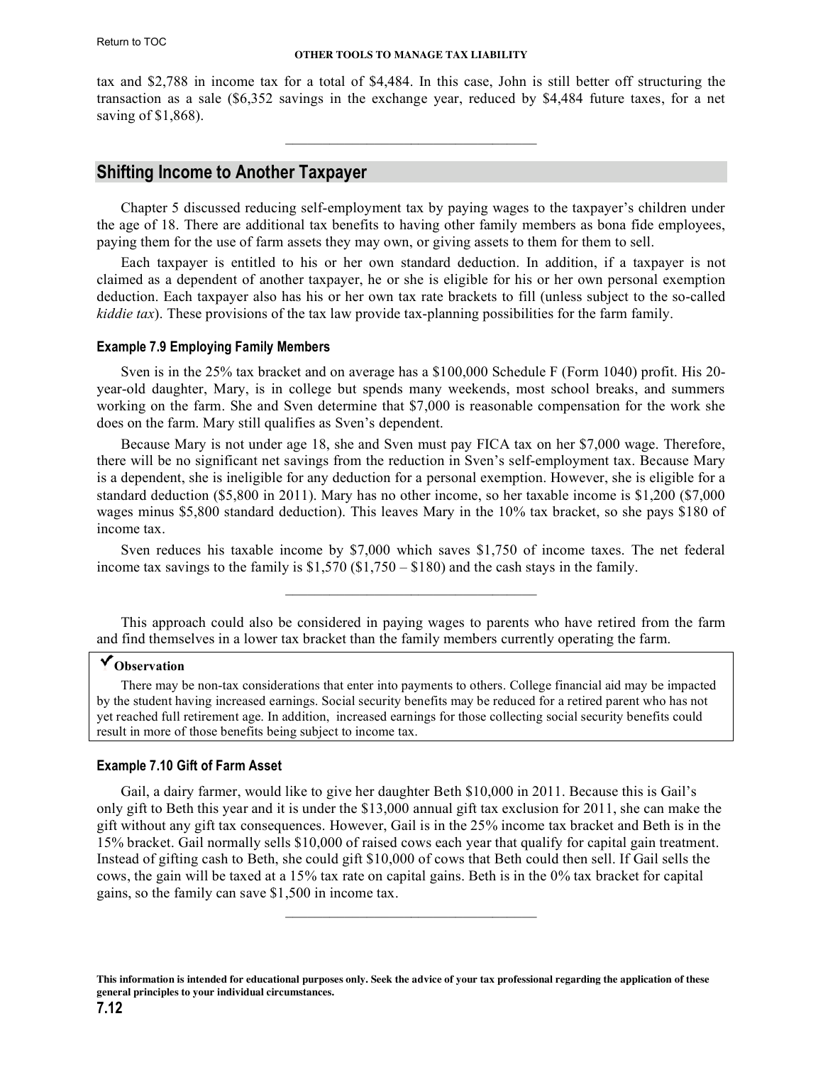tax and $2,788 in income tax for a total of $4,484. In this case, John is still better off structuring the transaction as a sale ($6,352 savings in the exchange year, reduced by $4,484 future taxes, for a net saving of $1,868).

---

## Shifting Income to Another Taxpayer

Chapter 5 discussed reducing self-employment tax by paying wages to the taxpayer's children under the age of 18. There are additional tax benefits to having other family members as bona fide employees, paying them for the use of farm assets they may own, or giving assets to them for them to sell.

Each taxpayer is entitled to his or her own standard deduction. In addition, if a taxpayer is not claimed as a dependent of another taxpayer, he or she is eligible for his or her own personal exemption deduction. Each taxpayer also has his or her own tax rate brackets to fill (unless subject to the so-called *kiddie tax*). These provisions of the tax law provide tax-planning possibilities for the farm family.

### Example 7.9 Employing Family Members

Sven is in the 25% tax bracket and on average has a $100,000 Schedule F (Form 1040) profit. His 20-year-old daughter, Mary, is in college but spends many weekends, most school breaks, and summers working on the farm. She and Sven determine that $7,000 is reasonable compensation for the work she does on the farm. Mary still qualifies as Sven's dependent.

Because Mary is not under age 18, she and Sven must pay FICA tax on her $7,000 wage. Therefore, there will be no significant net savings from the reduction in Sven's self-employment tax. Because Mary is a dependent, she is ineligible for any deduction for a personal exemption. However, she is eligible for a standard deduction ($5,800 in 2011). Mary has no other income, so her taxable income is $1,200 ($7,000 wages minus $5,800 standard deduction). This leaves Mary in the 10% tax bracket, so she pays $180 of income tax.

Sven reduces his taxable income by $7,000 which saves $1,750 of income taxes. The net federal income tax savings to the family is $1,570 ($1,750 – $180) and the cash stays in the family.

---

This approach could also be considered in paying wages to parents who have retired from the farm and find themselves in a lower tax bracket than the family members currently operating the farm.

> ✔ **Observation**
>
> There may be non-tax considerations that enter into payments to others. College financial aid may be impacted by the student having increased earnings. Social security benefits may be reduced for a retired parent who has not yet reached full retirement age. In addition, increased earnings for those collecting social security benefits could result in more of those benefits being subject to income tax.

### Example 7.10 Gift of Farm Asset

Gail, a dairy farmer, would like to give her daughter Beth $10,000 in 2011. Because this is Gail's only gift to Beth this year and it is under the $13,000 annual gift tax exclusion for 2011, she can make the gift without any gift tax consequences. However, Gail is in the 25% income tax bracket and Beth is in the 15% bracket. Gail normally sells $10,000 of raised cows each year that qualify for capital gain treatment. Instead of gifting cash to Beth, she could gift $10,000 of cows that Beth could then sell. If Gail sells the cows, the gain will be taxed at a 15% tax rate on capital gains. Beth is in the 0% tax bracket for capital gains, so the family can save $1,500 in income tax.

---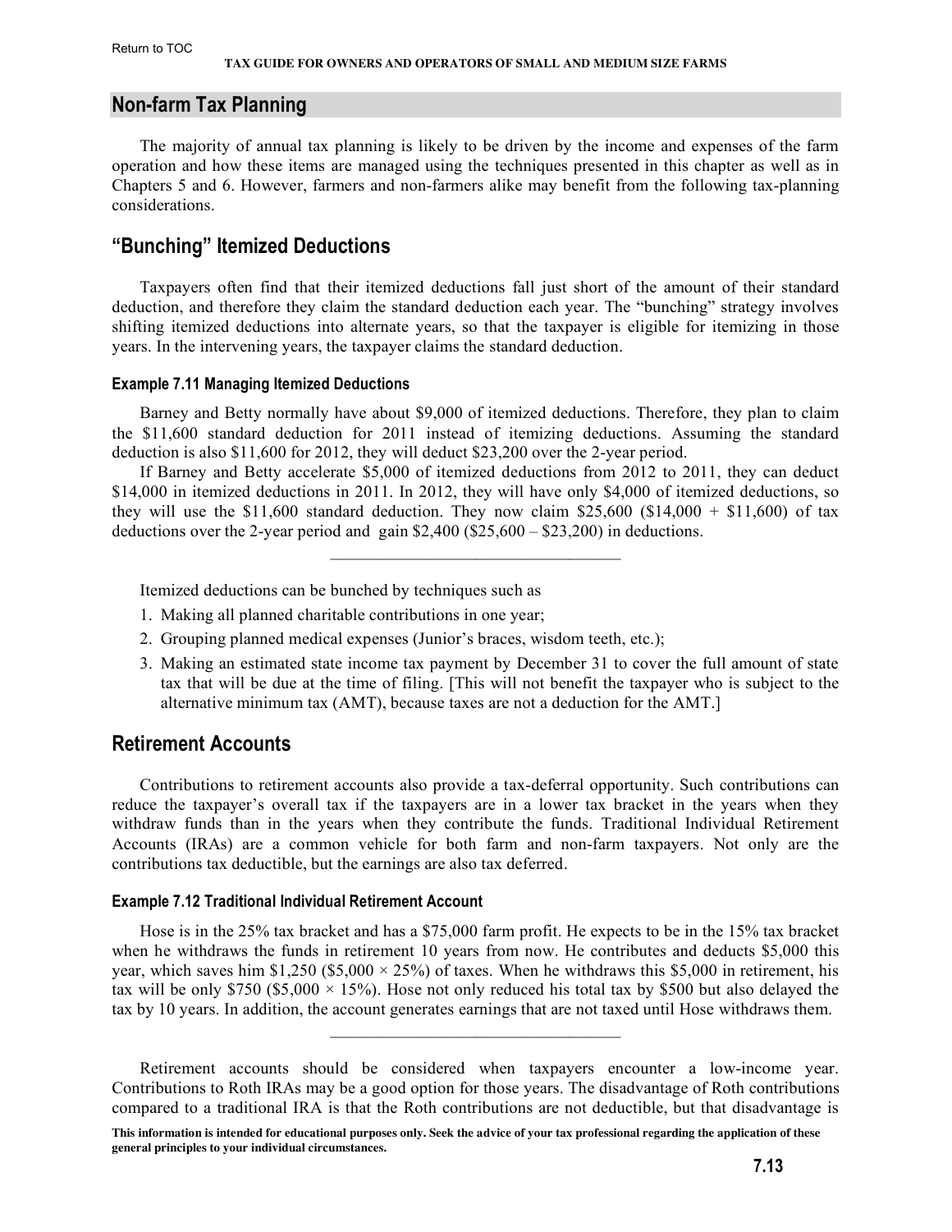## Non-farm Tax Planning

The majority of annual tax planning is likely to be driven by the income and expenses of the farm operation and how these items are managed using the techniques presented in this chapter as well as in Chapters 5 and 6. However, farmers and non-farmers alike may benefit from the following tax-planning considerations.

## "Bunching" Itemized Deductions

Taxpayers often find that their itemized deductions fall just short of the amount of their standard deduction, and therefore they claim the standard deduction each year. The "bunching" strategy involves shifting itemized deductions into alternate years, so that the taxpayer is eligible for itemizing in those years. In the intervening years, the taxpayer claims the standard deduction.

#### Example 7.11 Managing Itemized Deductions

Barney and Betty normally have about \$9,000 of itemized deductions. Therefore, they plan to claim the \$11,600 standard deduction for 2011 instead of itemizing deductions. Assuming the standard deduction is also \$11,600 for 2012, they will deduct \$23,200 over the 2-year period.

If Barney and Betty accelerate \$5,000 of itemized deductions from 2012 to 2011, they can deduct \$14,000 in itemized deductions in 2011. In 2012, they will have only \$4,000 of itemized deductions, so they will use the \$11,600 standard deduction. They now claim \$25,600 (\$14,000 + \$11,600) of tax deductions over the 2-year period and gain \$2,400 (\$25,600 – \$23,200) in deductions.

---

Itemized deductions can be bunched by techniques such as

1. Making all planned charitable contributions in one year;
2. Grouping planned medical expenses (Junior's braces, wisdom teeth, etc.);
3. Making an estimated state income tax payment by December 31 to cover the full amount of state tax that will be due at the time of filing. [This will not benefit the taxpayer who is subject to the alternative minimum tax (AMT), because taxes are not a deduction for the AMT.]

## Retirement Accounts

Contributions to retirement accounts also provide a tax-deferral opportunity. Such contributions can reduce the taxpayer's overall tax if the taxpayers are in a lower tax bracket in the years when they withdraw funds than in the years when they contribute the funds. Traditional Individual Retirement Accounts (IRAs) are a common vehicle for both farm and non-farm taxpayers. Not only are the contributions tax deductible, but the earnings are also tax deferred.

#### Example 7.12 Traditional Individual Retirement Account

Hose is in the 25% tax bracket and has a \$75,000 farm profit. He expects to be in the 15% tax bracket when he withdraws the funds in retirement 10 years from now. He contributes and deducts \$5,000 this year, which saves him \$1,250 (\$5,000 × 25%) of taxes. When he withdraws this \$5,000 in retirement, his tax will be only \$750 (\$5,000 × 15%). Hose not only reduced his total tax by \$500 but also delayed the tax by 10 years. In addition, the account generates earnings that are not taxed until Hose withdraws them.

---

Retirement accounts should be considered when taxpayers encounter a low-income year. Contributions to Roth IRAs may be a good option for those years. The disadvantage of Roth contributions compared to a traditional IRA is that the Roth contributions are not deductible, but that disadvantage is

**This information is intended for educational purposes only. Seek the advice of your tax professional regarding the application of these general principles to your individual circumstances.**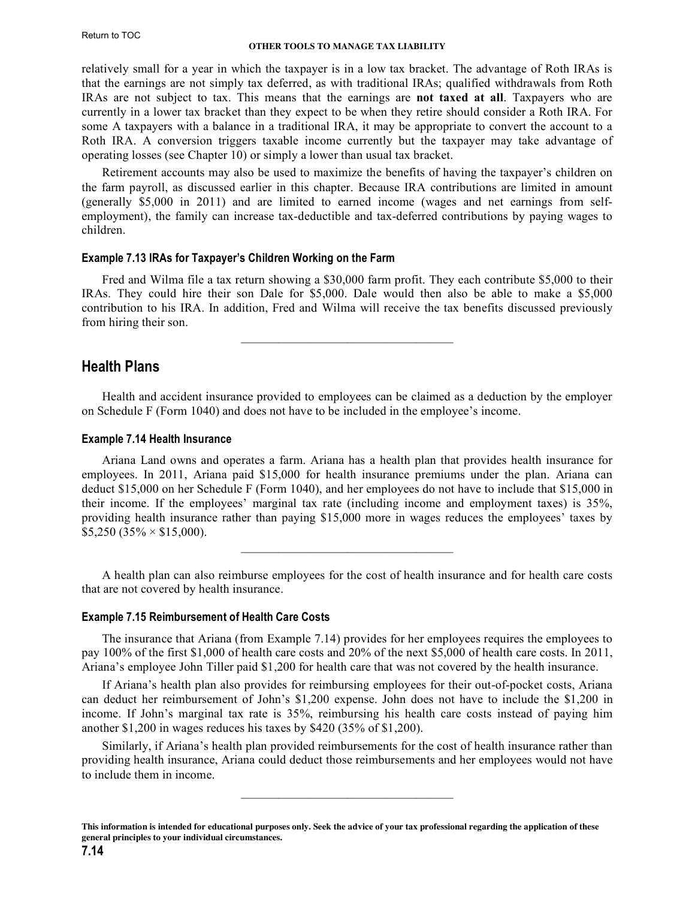relatively small for a year in which the taxpayer is in a low tax bracket. The advantage of Roth IRAs is that the earnings are not simply tax deferred, as with traditional IRAs; qualified withdrawals from Roth IRAs are not subject to tax. This means that the earnings are **not taxed at all**. Taxpayers who are currently in a lower tax bracket than they expect to be when they retire should consider a Roth IRA. For some A taxpayers with a balance in a traditional IRA, it may be appropriate to convert the account to a Roth IRA. A conversion triggers taxable income currently but the taxpayer may take advantage of operating losses (see Chapter 10) or simply a lower than usual tax bracket.

Retirement accounts may also be used to maximize the benefits of having the taxpayer's children on the farm payroll, as discussed earlier in this chapter. Because IRA contributions are limited in amount (generally $5,000 in 2011) and are limited to earned income (wages and net earnings from self-employment), the family can increase tax-deductible and tax-deferred contributions by paying wages to children.

#### Example 7.13 IRAs for Taxpayer's Children Working on the Farm

Fred and Wilma file a tax return showing a $30,000 farm profit. They each contribute $5,000 to their IRAs. They could hire their son Dale for $5,000. Dale would then also be able to make a $5,000 contribution to his IRA. In addition, Fred and Wilma will receive the tax benefits discussed previously from hiring their son.

---

## Health Plans

Health and accident insurance provided to employees can be claimed as a deduction by the employer on Schedule F (Form 1040) and does not have to be included in the employee's income.

#### Example 7.14 Health Insurance

Ariana Land owns and operates a farm. Ariana has a health plan that provides health insurance for employees. In 2011, Ariana paid $15,000 for health insurance premiums under the plan. Ariana can deduct $15,000 on her Schedule F (Form 1040), and her employees do not have to include that $15,000 in their income. If the employees' marginal tax rate (including income and employment taxes) is 35%, providing health insurance rather than paying $15,000 more in wages reduces the employees' taxes by $5,250 (35% × $15,000).

---

A health plan can also reimburse employees for the cost of health insurance and for health care costs that are not covered by health insurance.

#### Example 7.15 Reimbursement of Health Care Costs

The insurance that Ariana (from Example 7.14) provides for her employees requires the employees to pay 100% of the first $1,000 of health care costs and 20% of the next $5,000 of health care costs. In 2011, Ariana's employee John Tiller paid $1,200 for health care that was not covered by the health insurance.

If Ariana's health plan also provides for reimbursing employees for their out-of-pocket costs, Ariana can deduct her reimbursement of John's $1,200 expense. John does not have to include the $1,200 in income. If John's marginal tax rate is 35%, reimbursing his health care costs instead of paying him another $1,200 in wages reduces his taxes by $420 (35% of $1,200).

Similarly, if Ariana's health plan provided reimbursements for the cost of health insurance rather than providing health insurance, Ariana could deduct those reimbursements and her employees would not have to include them in income.

---

**This information is intended for educational purposes only. Seek the advice of your tax professional regarding the application of these general principles to your individual circumstances.**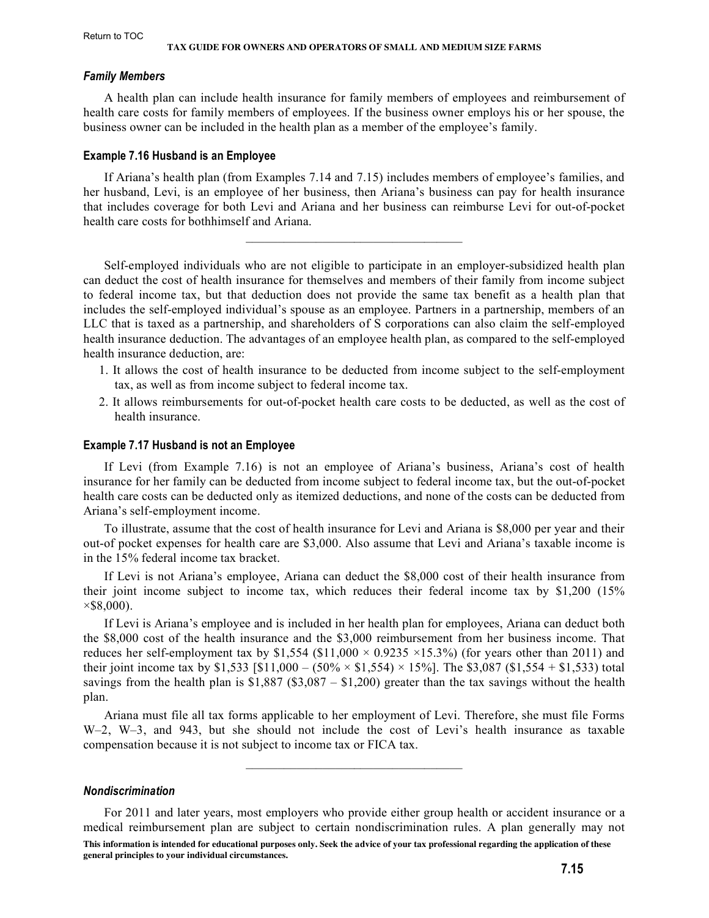### *Family Members*

A health plan can include health insurance for family members of employees and reimbursement of health care costs for family members of employees. If the business owner employs his or her spouse, the business owner can be included in the health plan as a member of the employee's family.

#### Example 7.16 Husband is an Employee

If Ariana's health plan (from Examples 7.14 and 7.15) includes members of employee's families, and her husband, Levi, is an employee of her business, then Ariana's business can pay for health insurance that includes coverage for both Levi and Ariana and her business can reimburse Levi for out-of-pocket health care costs for bothhimself and Ariana.

---

Self-employed individuals who are not eligible to participate in an employer-subsidized health plan can deduct the cost of health insurance for themselves and members of their family from income subject to federal income tax, but that deduction does not provide the same tax benefit as a health plan that includes the self-employed individual's spouse as an employee. Partners in a partnership, members of an LLC that is taxed as a partnership, and shareholders of S corporations can also claim the self-employed health insurance deduction. The advantages of an employee health plan, as compared to the self-employed health insurance deduction, are:

1. It allows the cost of health insurance to be deducted from income subject to the self-employment tax, as well as from income subject to federal income tax.
2. It allows reimbursements for out-of-pocket health care costs to be deducted, as well as the cost of health insurance.

#### Example 7.17 Husband is not an Employee

If Levi (from Example 7.16) is not an employee of Ariana's business, Ariana's cost of health insurance for her family can be deducted from income subject to federal income tax, but the out-of-pocket health care costs can be deducted only as itemized deductions, and none of the costs can be deducted from Ariana's self-employment income.

To illustrate, assume that the cost of health insurance for Levi and Ariana is $8,000 per year and their out-of pocket expenses for health care are $3,000. Also assume that Levi and Ariana's taxable income is in the 15% federal income tax bracket.

If Levi is not Ariana's employee, Ariana can deduct the $8,000 cost of their health insurance from their joint income subject to income tax, which reduces their federal income tax by $1,200 (15% ×$8,000).

If Levi is Ariana's employee and is included in her health plan for employees, Ariana can deduct both the $8,000 cost of the health insurance and the $3,000 reimbursement from her business income. That reduces her self-employment tax by $1,554 ($11,000 × 0.9235 ×15.3%) (for years other than 2011) and their joint income tax by $1,533 [$11,000 – (50% × $1,554) × 15%]. The $3,087 ($1,554 + $1,533) total savings from the health plan is $1,887 ($3,087 – $1,200) greater than the tax savings without the health plan.

Ariana must file all tax forms applicable to her employment of Levi. Therefore, she must file Forms W–2, W–3, and 943, but she should not include the cost of Levi's health insurance as taxable compensation because it is not subject to income tax or FICA tax.

---

### *Nondiscrimination*

For 2011 and later years, most employers who provide either group health or accident insurance or a medical reimbursement plan are subject to certain nondiscrimination rules. A plan generally may not

**This information is intended for educational purposes only. Seek the advice of your tax professional regarding the application of these general principles to your individual circumstances.**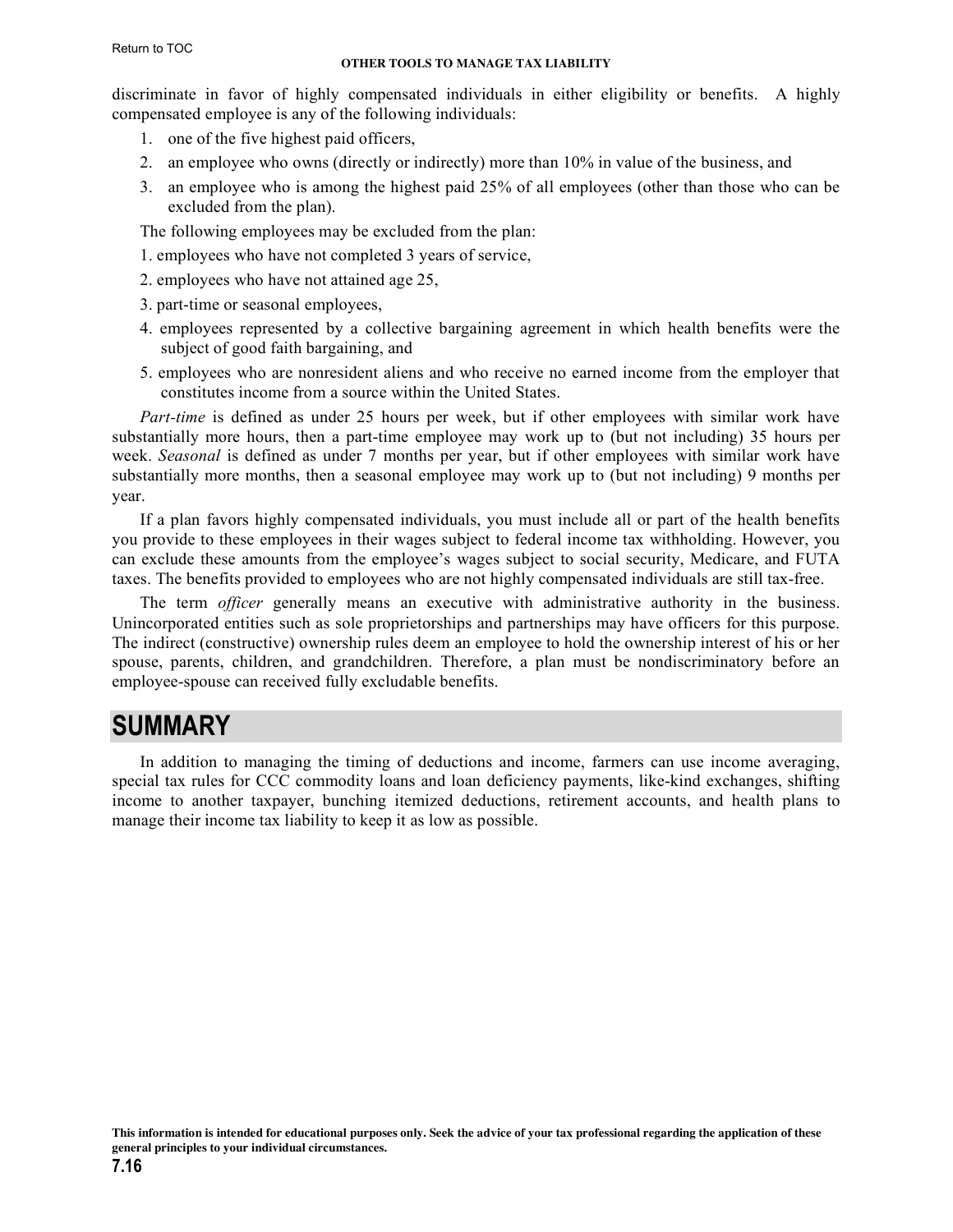discriminate in favor of highly compensated individuals in either eligibility or benefits. A highly compensated employee is any of the following individuals:

1. one of the five highest paid officers,
2. an employee who owns (directly or indirectly) more than 10% in value of the business, and
3. an employee who is among the highest paid 25% of all employees (other than those who can be excluded from the plan).

The following employees may be excluded from the plan:

1. employees who have not completed 3 years of service,
2. employees who have not attained age 25,
3. part-time or seasonal employees,
4. employees represented by a collective bargaining agreement in which health benefits were the subject of good faith bargaining, and
5. employees who are nonresident aliens and who receive no earned income from the employer that constitutes income from a source within the United States.

*Part-time* is defined as under 25 hours per week, but if other employees with similar work have substantially more hours, then a part-time employee may work up to (but not including) 35 hours per week. *Seasonal* is defined as under 7 months per year, but if other employees with similar work have substantially more months, then a seasonal employee may work up to (but not including) 9 months per year.

If a plan favors highly compensated individuals, you must include all or part of the health benefits you provide to these employees in their wages subject to federal income tax withholding. However, you can exclude these amounts from the employee's wages subject to social security, Medicare, and FUTA taxes. The benefits provided to employees who are not highly compensated individuals are still tax-free.

The term *officer* generally means an executive with administrative authority in the business. Unincorporated entities such as sole proprietorships and partnerships may have officers for this purpose. The indirect (constructive) ownership rules deem an employee to hold the ownership interest of his or her spouse, parents, children, and grandchildren. Therefore, a plan must be nondiscriminatory before an employee-spouse can received fully excludable benefits.

## SUMMARY

In addition to managing the timing of deductions and income, farmers can use income averaging, special tax rules for CCC commodity loans and loan deficiency payments, like-kind exchanges, shifting income to another taxpayer, bunching itemized deductions, retirement accounts, and health plans to manage their income tax liability to keep it as low as possible.

**This information is intended for educational purposes only. Seek the advice of your tax professional regarding the application of these general principles to your individual circumstances.**